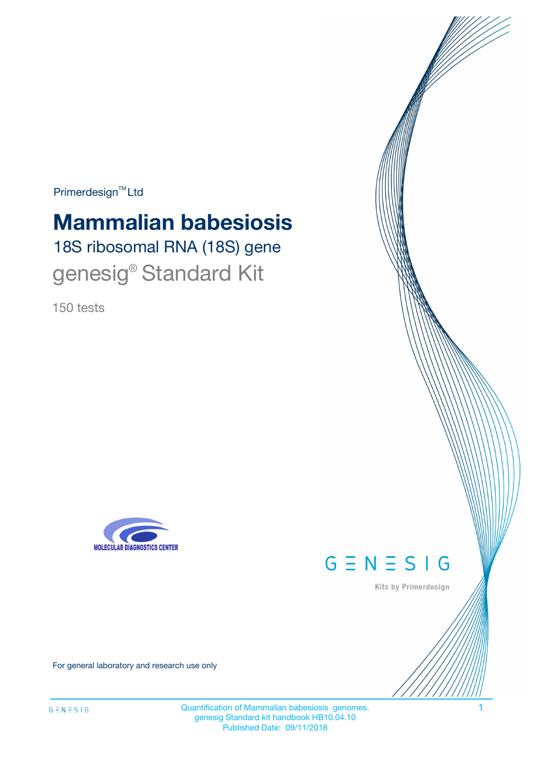Primerdesign™ Ltd

# Mammalian babesiosis

## 18S ribosomal RNA (18S) gene

## genesig® Standard Kit

150 tests

MOLECULAR DIAGNOSTICS CENTER

GENESIG

Kits by Primerdesign

For general laboratory and research use only

Quantification of Mammalian babesiosis genomes.
genesig Standard kit handbook HB10.04.10
Published Date: 09/11/2018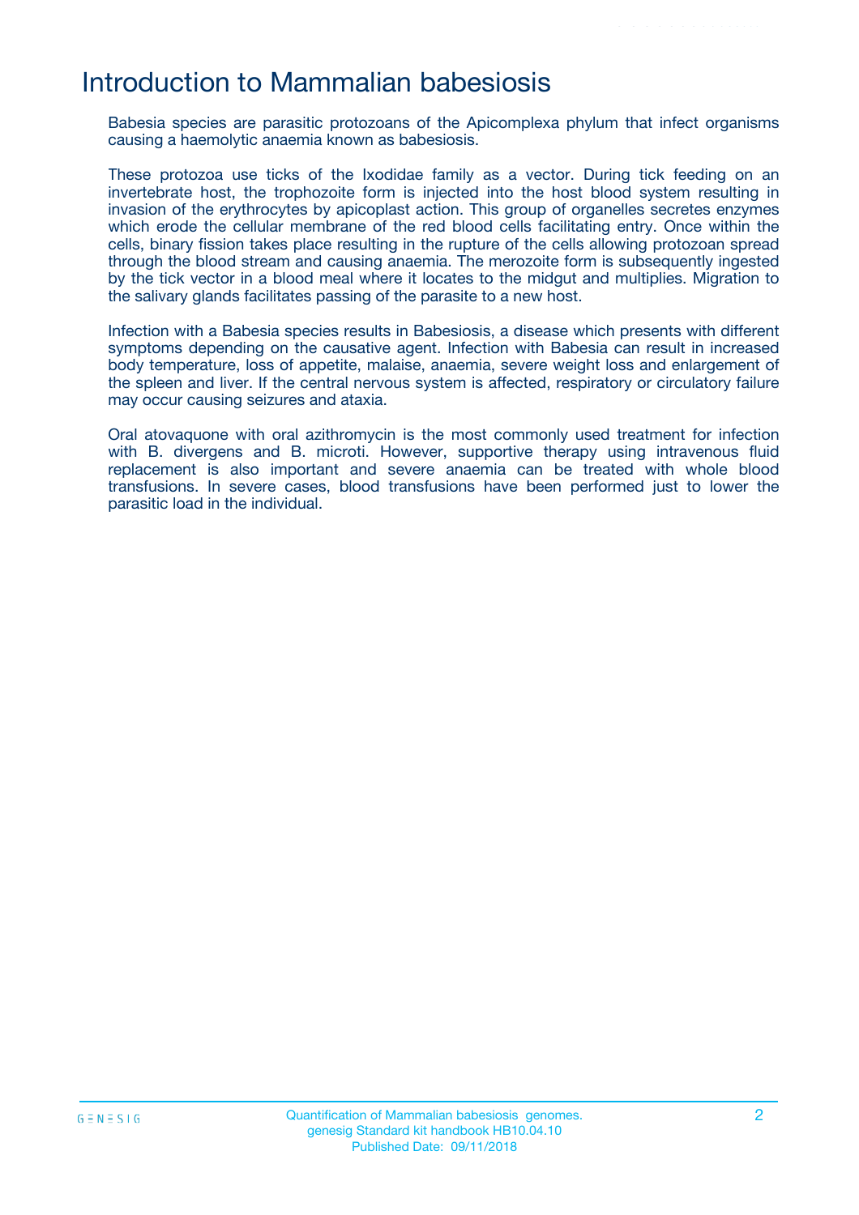# Introduction to Mammalian babesiosis

Babesia species are parasitic protozoans of the Apicomplexa phylum that infect organisms causing a haemolytic anaemia known as babesiosis.

These protozoa use ticks of the Ixodidae family as a vector. During tick feeding on an invertebrate host, the trophozoite form is injected into the host blood system resulting in invasion of the erythrocytes by apicoplast action. This group of organelles secretes enzymes which erode the cellular membrane of the red blood cells facilitating entry. Once within the cells, binary fission takes place resulting in the rupture of the cells allowing protozoan spread through the blood stream and causing anaemia. The merozoite form is subsequently ingested by the tick vector in a blood meal where it locates to the midgut and multiplies. Migration to the salivary glands facilitates passing of the parasite to a new host.

Infection with a Babesia species results in Babesiosis, a disease which presents with different symptoms depending on the causative agent. Infection with Babesia can result in increased body temperature, loss of appetite, malaise, anaemia, severe weight loss and enlargement of the spleen and liver. If the central nervous system is affected, respiratory or circulatory failure may occur causing seizures and ataxia.

Oral atovaquone with oral azithromycin is the most commonly used treatment for infection with B. divergens and B. microti. However, supportive therapy using intravenous fluid replacement is also important and severe anaemia can be treated with whole blood transfusions. In severe cases, blood transfusions have been performed just to lower the parasitic load in the individual.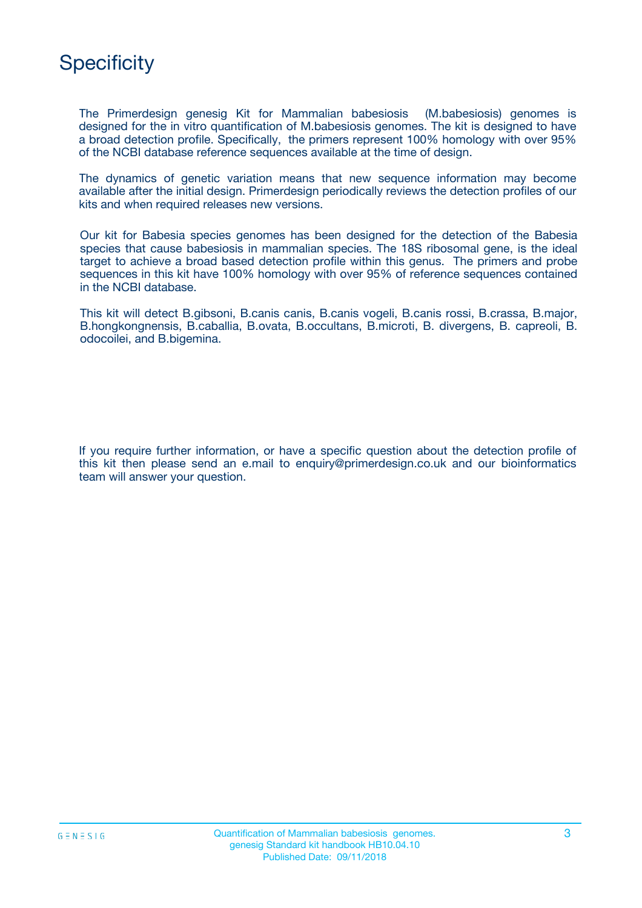# Specificity

The Primerdesign genesig Kit for Mammalian babesiosis (M.babesiosis) genomes is designed for the in vitro quantification of M.babesiosis genomes. The kit is designed to have a broad detection profile. Specifically, the primers represent 100% homology with over 95% of the NCBI database reference sequences available at the time of design.

The dynamics of genetic variation means that new sequence information may become available after the initial design. Primerdesign periodically reviews the detection profiles of our kits and when required releases new versions.

Our kit for Babesia species genomes has been designed for the detection of the Babesia species that cause babesiosis in mammalian species. The 18S ribosomal gene, is the ideal target to achieve a broad based detection profile within this genus. The primers and probe sequences in this kit have 100% homology with over 95% of reference sequences contained in the NCBI database.

This kit will detect B.gibsoni, B.canis canis, B.canis vogeli, B.canis rossi, B.crassa, B.major, B.hongkongnensis, B.caballia, B.ovata, B.occultans, B.microti, B. divergens, B. capreoli, B. odocoilei, and B.bigemina.

If you require further information, or have a specific question about the detection profile of this kit then please send an e.mail to enquiry@primerdesign.co.uk and our bioinformatics team will answer your question.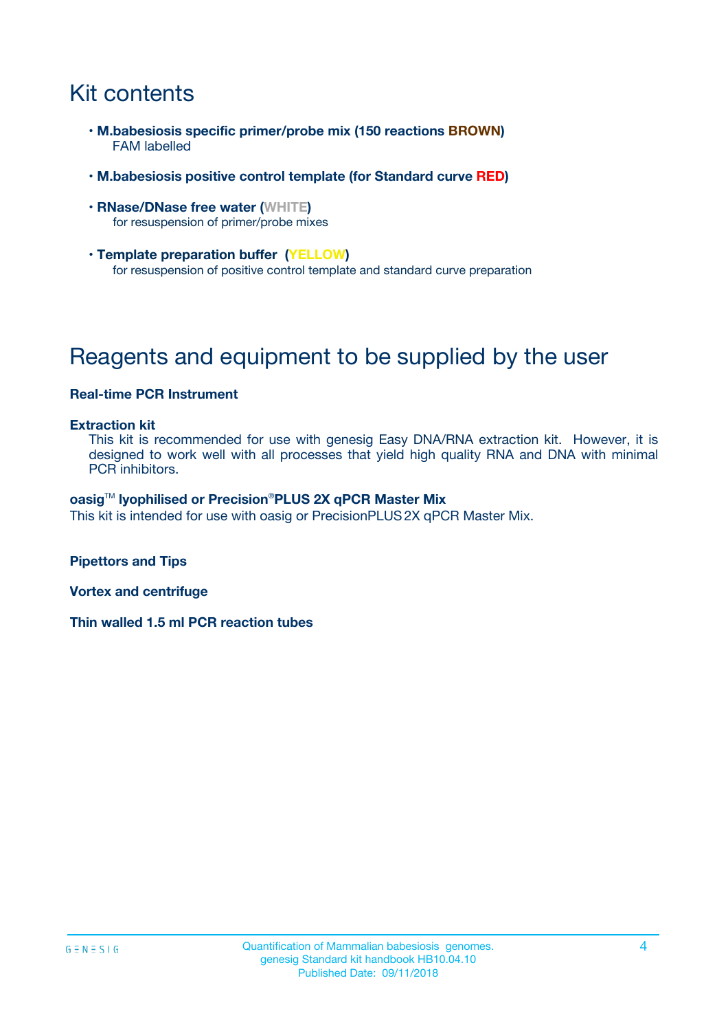# Kit contents

- **M.babesiosis specific primer/probe mix (150 reactions BROWN)**
  FAM labelled
- **M.babesiosis positive control template (for Standard curve RED)**
- **RNase/DNase free water (WHITE)**
  for resuspension of primer/probe mixes
- **Template preparation buffer (YELLOW)**
  for resuspension of positive control template and standard curve preparation

# Reagents and equipment to be supplied by the user

**Real-time PCR Instrument**

**Extraction kit**
This kit is recommended for use with genesig Easy DNA/RNA extraction kit. However, it is designed to work well with all processes that yield high quality RNA and DNA with minimal PCR inhibitors.

**oasig™ lyophilised or Precision®PLUS 2X qPCR Master Mix**
This kit is intended for use with oasig or PrecisionPLUS 2X qPCR Master Mix.

**Pipettors and Tips**

**Vortex and centrifuge**

**Thin walled 1.5 ml PCR reaction tubes**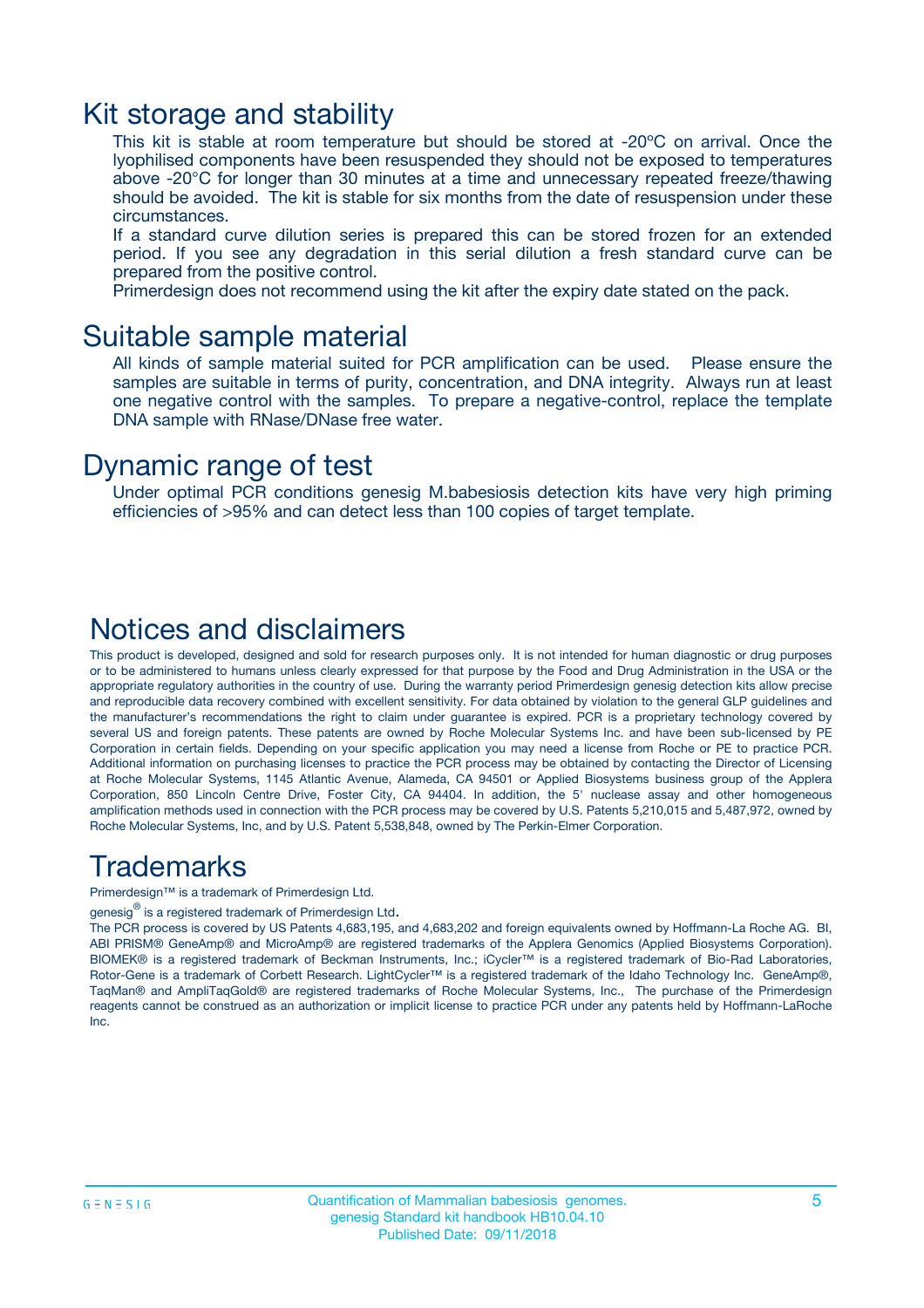# Kit storage and stability

This kit is stable at room temperature but should be stored at -20ºC on arrival. Once the lyophilised components have been resuspended they should not be exposed to temperatures above -20°C for longer than 30 minutes at a time and unnecessary repeated freeze/thawing should be avoided. The kit is stable for six months from the date of resuspension under these circumstances.

If a standard curve dilution series is prepared this can be stored frozen for an extended period. If you see any degradation in this serial dilution a fresh standard curve can be prepared from the positive control.

Primerdesign does not recommend using the kit after the expiry date stated on the pack.

# Suitable sample material

All kinds of sample material suited for PCR amplification can be used. Please ensure the samples are suitable in terms of purity, concentration, and DNA integrity. Always run at least one negative control with the samples. To prepare a negative-control, replace the template DNA sample with RNase/DNase free water.

# Dynamic range of test

Under optimal PCR conditions genesig M.babesiosis detection kits have very high priming efficiencies of >95% and can detect less than 100 copies of target template.

# Notices and disclaimers

This product is developed, designed and sold for research purposes only. It is not intended for human diagnostic or drug purposes or to be administered to humans unless clearly expressed for that purpose by the Food and Drug Administration in the USA or the appropriate regulatory authorities in the country of use. During the warranty period Primerdesign genesig detection kits allow precise and reproducible data recovery combined with excellent sensitivity. For data obtained by violation to the general GLP guidelines and the manufacturer's recommendations the right to claim under guarantee is expired. PCR is a proprietary technology covered by several US and foreign patents. These patents are owned by Roche Molecular Systems Inc. and have been sub-licensed by PE Corporation in certain fields. Depending on your specific application you may need a license from Roche or PE to practice PCR. Additional information on purchasing licenses to practice the PCR process may be obtained by contacting the Director of Licensing at Roche Molecular Systems, 1145 Atlantic Avenue, Alameda, CA 94501 or Applied Biosystems business group of the Applera Corporation, 850 Lincoln Centre Drive, Foster City, CA 94404. In addition, the 5' nuclease assay and other homogeneous amplification methods used in connection with the PCR process may be covered by U.S. Patents 5,210,015 and 5,487,972, owned by Roche Molecular Systems, Inc, and by U.S. Patent 5,538,848, owned by The Perkin-Elmer Corporation.

# Trademarks

Primerdesign™ is a trademark of Primerdesign Ltd.

genesig® is a registered trademark of Primerdesign Ltd.

The PCR process is covered by US Patents 4,683,195, and 4,683,202 and foreign equivalents owned by Hoffmann-La Roche AG. BI, ABI PRISM® GeneAmp® and MicroAmp® are registered trademarks of the Applera Genomics (Applied Biosystems Corporation). BIOMEK® is a registered trademark of Beckman Instruments, Inc.; iCycler™ is a registered trademark of Bio-Rad Laboratories, Rotor-Gene is a trademark of Corbett Research. LightCycler™ is a registered trademark of the Idaho Technology Inc. GeneAmp®, TaqMan® and AmpliTaqGold® are registered trademarks of Roche Molecular Systems, Inc., The purchase of the Primerdesign reagents cannot be construed as an authorization or implicit license to practice PCR under any patents held by Hoffmann-LaRoche Inc.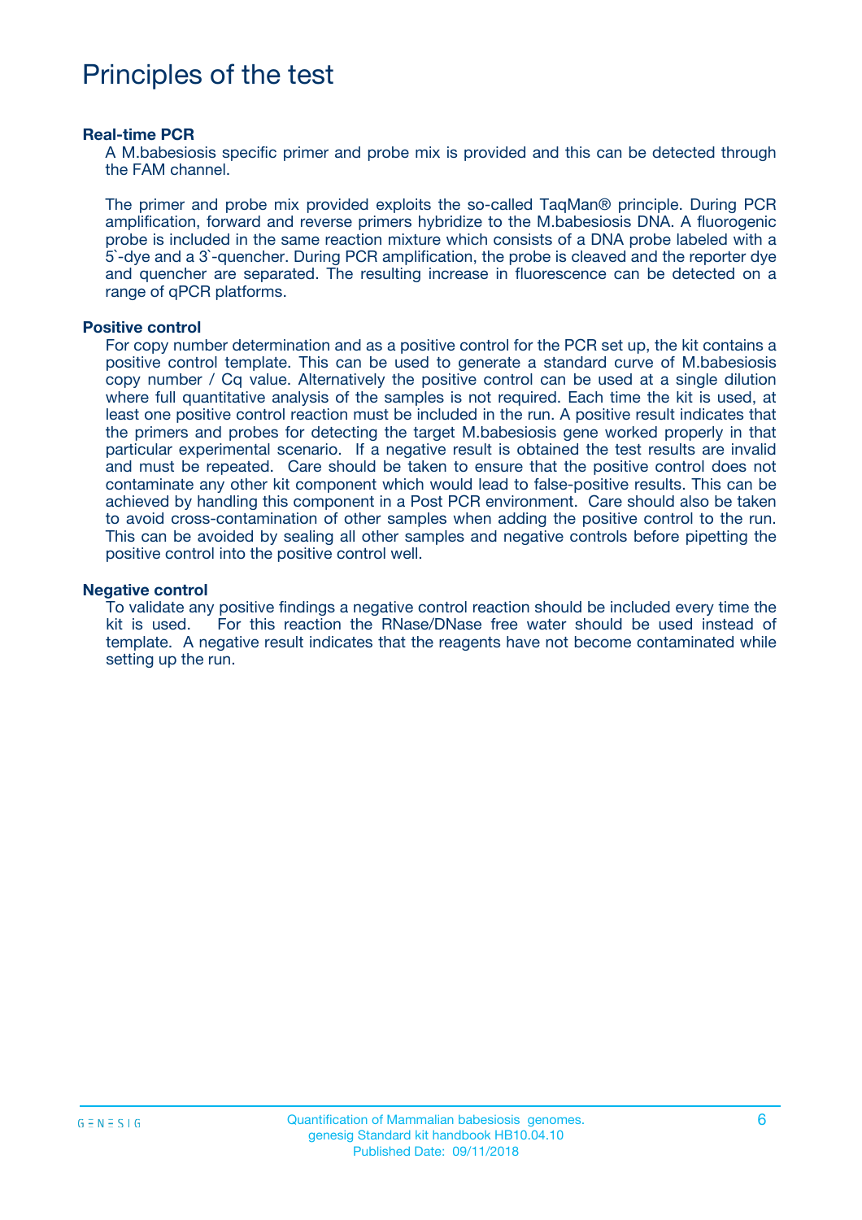# Principles of the test

### Real-time PCR

A M.babesiosis specific primer and probe mix is provided and this can be detected through the FAM channel.

The primer and probe mix provided exploits the so-called TaqMan® principle. During PCR amplification, forward and reverse primers hybridize to the M.babesiosis DNA. A fluorogenic probe is included in the same reaction mixture which consists of a DNA probe labeled with a 5`-dye and a 3`-quencher. During PCR amplification, the probe is cleaved and the reporter dye and quencher are separated. The resulting increase in fluorescence can be detected on a range of qPCR platforms.

### Positive control

For copy number determination and as a positive control for the PCR set up, the kit contains a positive control template. This can be used to generate a standard curve of M.babesiosis copy number / Cq value. Alternatively the positive control can be used at a single dilution where full quantitative analysis of the samples is not required. Each time the kit is used, at least one positive control reaction must be included in the run. A positive result indicates that the primers and probes for detecting the target M.babesiosis gene worked properly in that particular experimental scenario. If a negative result is obtained the test results are invalid and must be repeated. Care should be taken to ensure that the positive control does not contaminate any other kit component which would lead to false-positive results. This can be achieved by handling this component in a Post PCR environment. Care should also be taken to avoid cross-contamination of other samples when adding the positive control to the run. This can be avoided by sealing all other samples and negative controls before pipetting the positive control into the positive control well.

### Negative control

To validate any positive findings a negative control reaction should be included every time the kit is used. For this reaction the RNase/DNase free water should be used instead of template. A negative result indicates that the reagents have not become contaminated while setting up the run.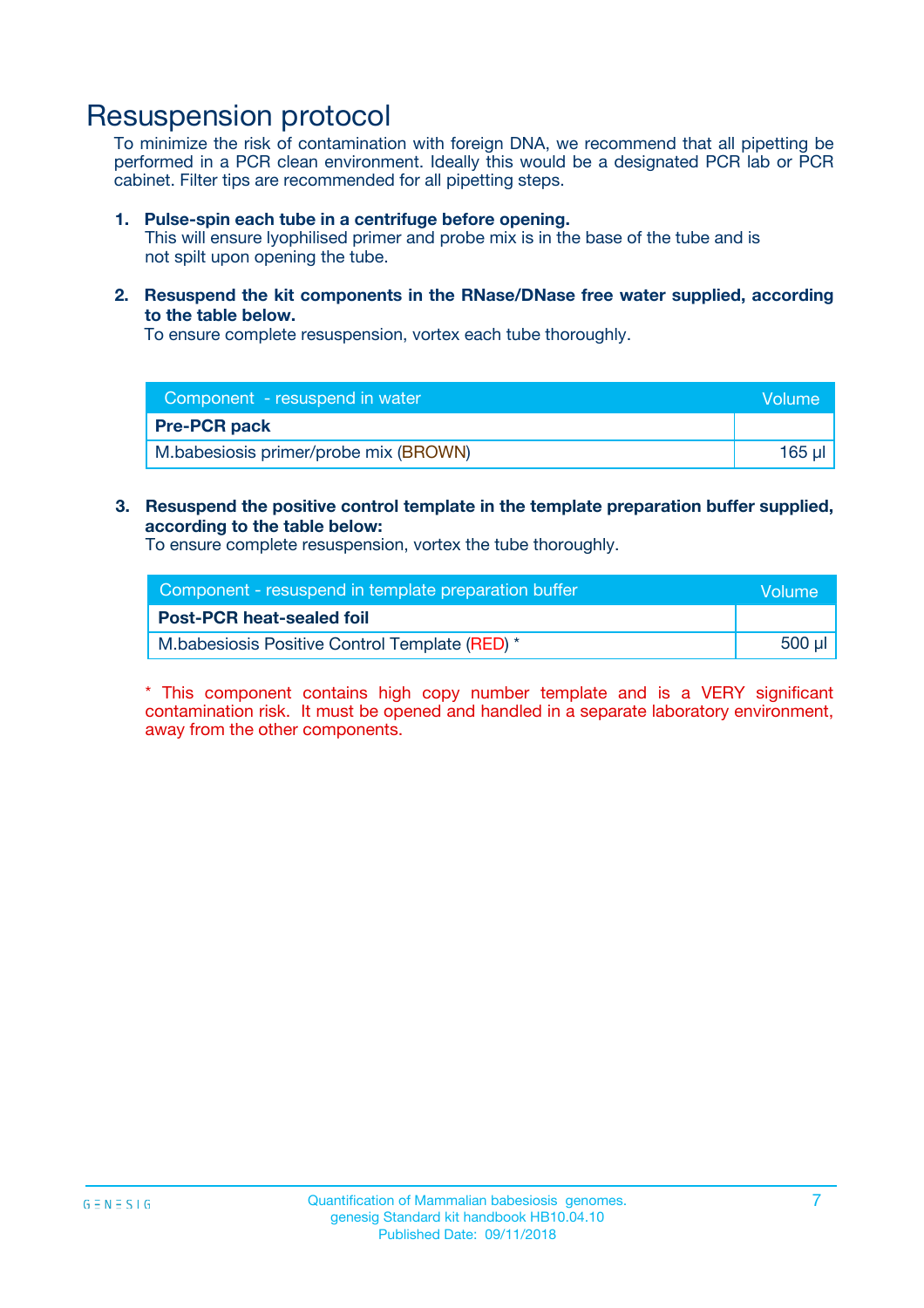# Resuspension protocol

To minimize the risk of contamination with foreign DNA, we recommend that all pipetting be performed in a PCR clean environment. Ideally this would be a designated PCR lab or PCR cabinet. Filter tips are recommended for all pipetting steps.

1. **Pulse-spin each tube in a centrifuge before opening.**
   This will ensure lyophilised primer and probe mix is in the base of the tube and is not spilt upon opening the tube.

2. **Resuspend the kit components in the RNase/DNase free water supplied, according to the table below.**
   To ensure complete resuspension, vortex each tube thoroughly.

| Component - resuspend in water | Volume |
|---|---|
| **Pre-PCR pack** | |
| M.babesiosis primer/probe mix (BROWN) | 165 µl |

3. **Resuspend the positive control template in the template preparation buffer supplied, according to the table below:**
   To ensure complete resuspension, vortex the tube thoroughly.

| Component - resuspend in template preparation buffer | Volume |
|---|---|
| **Post-PCR heat-sealed foil** | |
| M.babesiosis Positive Control Template (RED) * | 500 µl |

* This component contains high copy number template and is a VERY significant contamination risk. It must be opened and handled in a separate laboratory environment, away from the other components.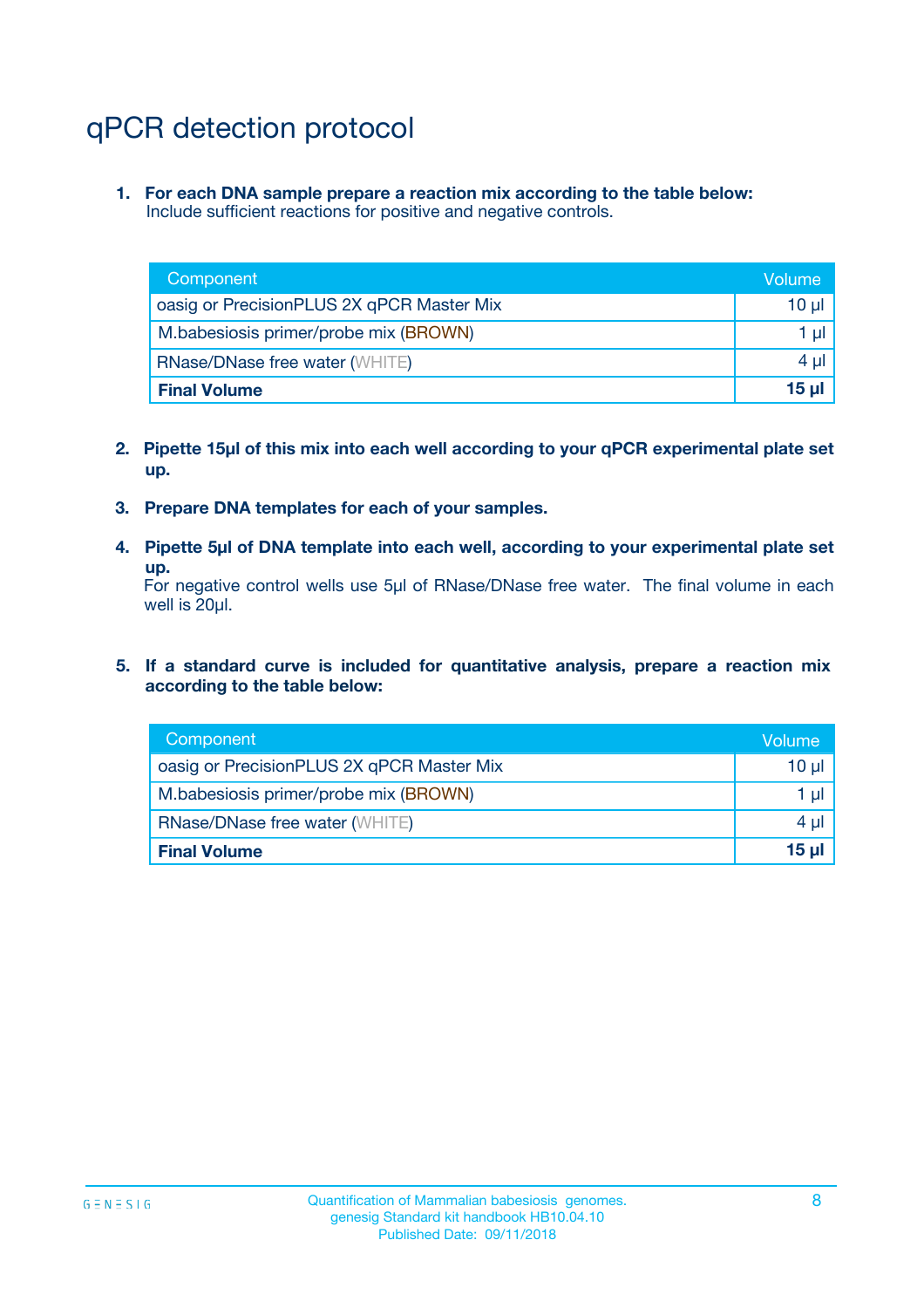# qPCR detection protocol

1. **For each DNA sample prepare a reaction mix according to the table below:**
   Include sufficient reactions for positive and negative controls.

| Component | Volume |
|---|---|
| oasig or PrecisionPLUS 2X qPCR Master Mix | 10 µl |
| M.babesiosis primer/probe mix (BROWN) | 1 µl |
| RNase/DNase free water (WHITE) | 4 µl |
| **Final Volume** | **15 µl** |

2. **Pipette 15µl of this mix into each well according to your qPCR experimental plate set up.**

3. **Prepare DNA templates for each of your samples.**

4. **Pipette 5µl of DNA template into each well, according to your experimental plate set up.**
   For negative control wells use 5µl of RNase/DNase free water. The final volume in each well is 20µl.

5. **If a standard curve is included for quantitative analysis, prepare a reaction mix according to the table below:**

| Component | Volume |
|---|---|
| oasig or PrecisionPLUS 2X qPCR Master Mix | 10 µl |
| M.babesiosis primer/probe mix (BROWN) | 1 µl |
| RNase/DNase free water (WHITE) | 4 µl |
| **Final Volume** | **15 µl** |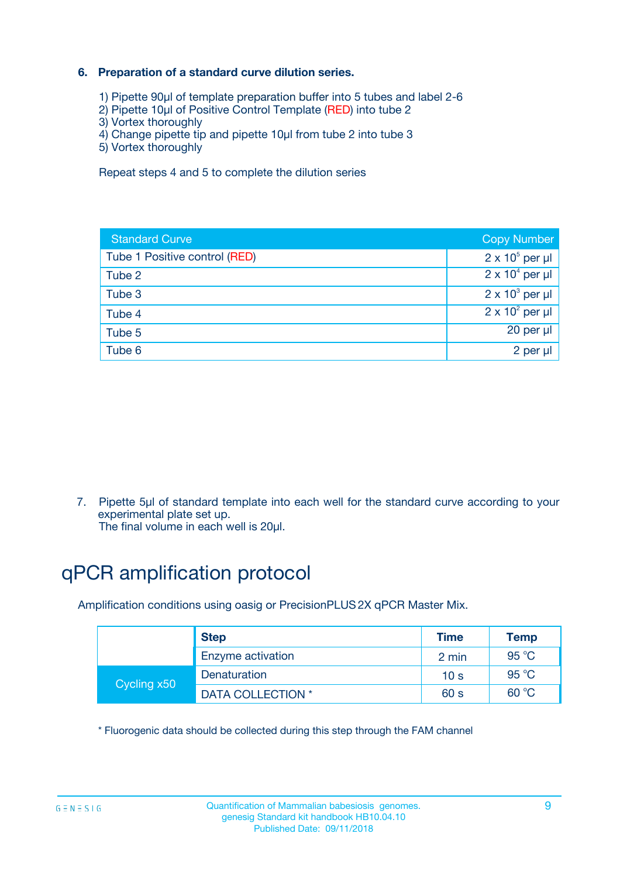### 6. Preparation of a standard curve dilution series.

1) Pipette 90µl of template preparation buffer into 5 tubes and label 2-6
2) Pipette 10µl of Positive Control Template (RED) into tube 2
3) Vortex thoroughly
4) Change pipette tip and pipette 10µl from tube 2 into tube 3
5) Vortex thoroughly

Repeat steps 4 and 5 to complete the dilution series

| Standard Curve | Copy Number |
|---|---|
| Tube 1 Positive control (RED) | $2 \times 10^5$ per µl |
| Tube 2 | $2 \times 10^4$ per µl |
| Tube 3 | $2 \times 10^3$ per µl |
| Tube 4 | $2 \times 10^2$ per µl |
| Tube 5 | 20 per µl |
| Tube 6 | 2 per µl |

7. Pipette 5µl of standard template into each well for the standard curve according to your experimental plate set up.
The final volume in each well is 20µl.

# qPCR amplification protocol

Amplification conditions using oasig or PrecisionPLUS 2X qPCR Master Mix.

| | Step | Time | Temp |
|---|---|---|---|
| | Enzyme activation | 2 min | 95 °C |
| Cycling x50 | Denaturation | 10 s | 95 °C |
| | DATA COLLECTION * | 60 s | 60 °C |

* Fluorogenic data should be collected during this step through the FAM channel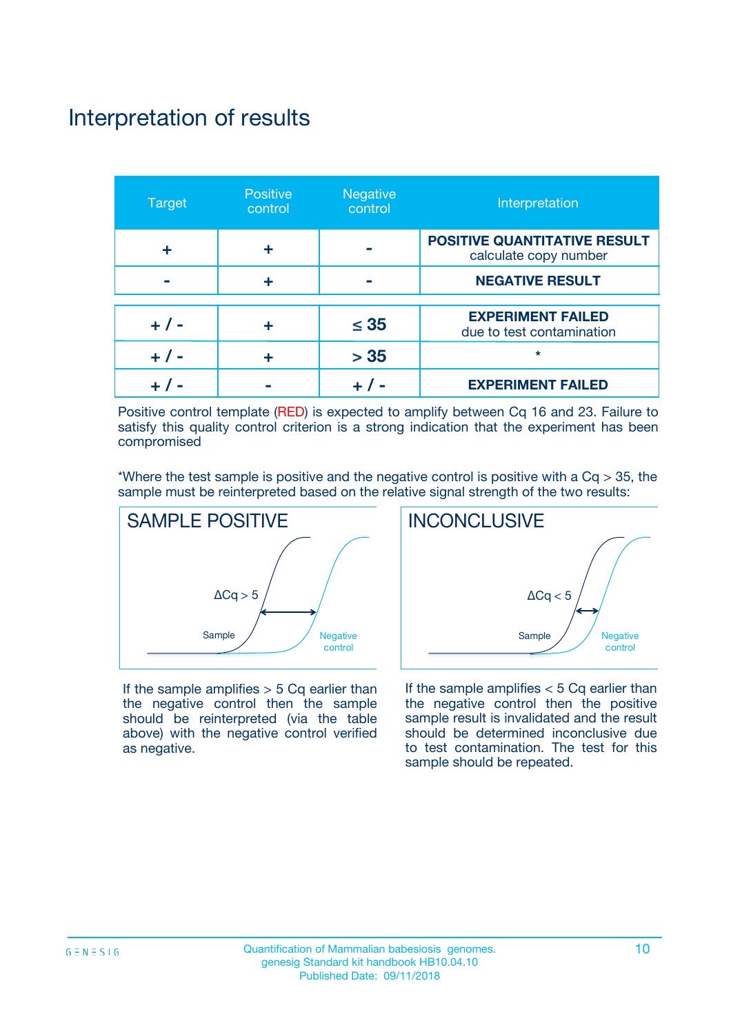# Interpretation of results

| Target | Positive control | Negative control | Interpretation |
|---|---|---|---|
| + | + | - | **POSITIVE QUANTITATIVE RESULT** calculate copy number |
| - | + | - | **NEGATIVE RESULT** |
| + / - | + | ≤ 35 | **EXPERIMENT FAILED** due to test contamination |
| + / - | + | > 35 | * |
| + / - | - | + / - | **EXPERIMENT FAILED** |

Positive control template (RED) is expected to amplify between Cq 16 and 23. Failure to satisfy this quality control criterion is a strong indication that the experiment has been compromised

*Where the test sample is positive and the negative control is positive with a Cq > 35, the sample must be reinterpreted based on the relative signal strength of the two results:

SAMPLE POSITIVE

ΔCq > 5

Sample

Negative control

If the sample amplifies > 5 Cq earlier than the negative control then the sample should be reinterpreted (via the table above) with the negative control verified as negative.

INCONCLUSIVE

ΔCq < 5

Sample

Negative control

If the sample amplifies < 5 Cq earlier than the negative control then the positive sample result is invalidated and the result should be determined inconclusive due to test contamination. The test for this sample should be repeated.